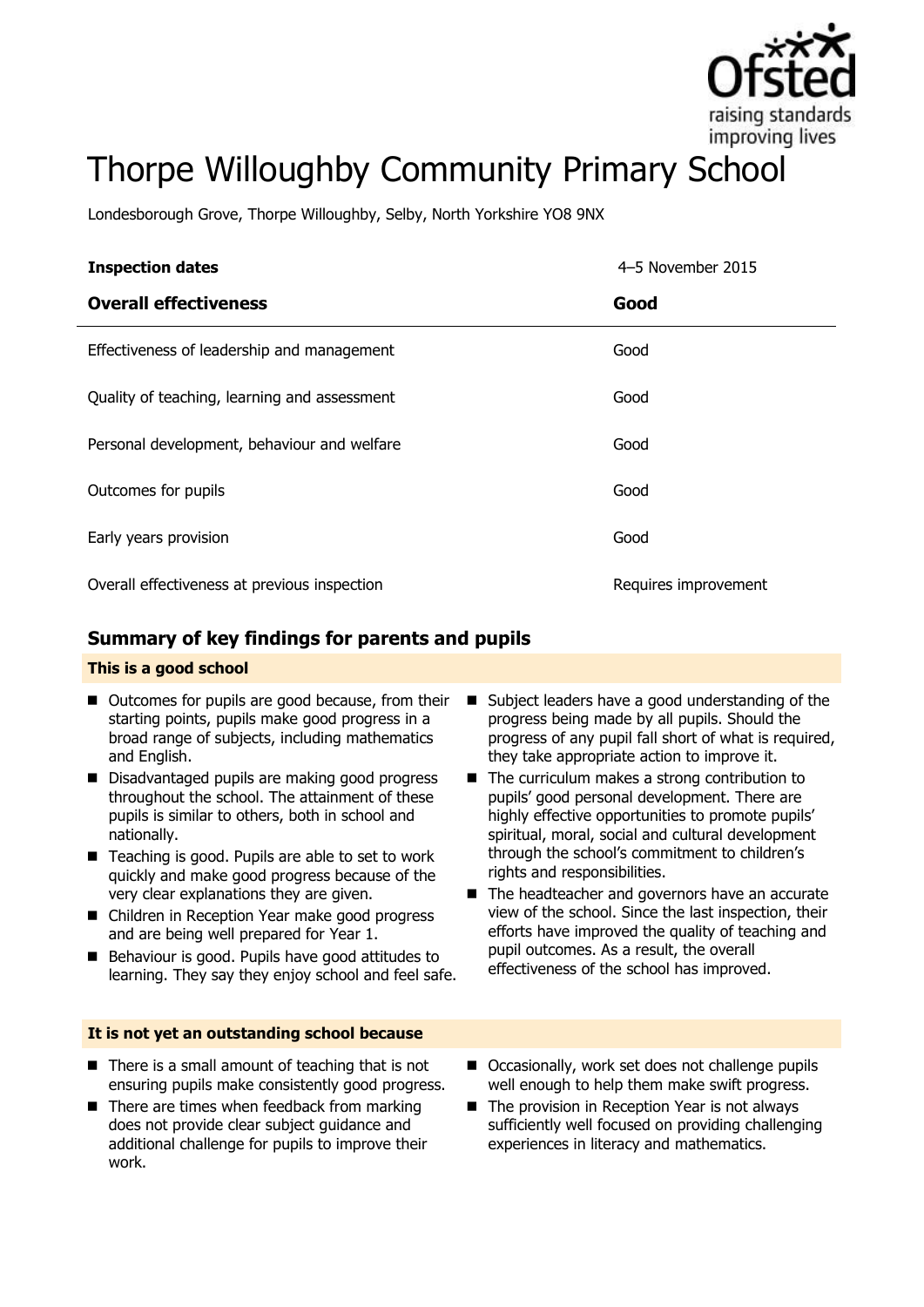# Thorpe Willoughby Community Primary School

Londesborough Grove, Thorpe Willoughby, Selby, North Yorkshire YO8 9NX

| **Inspection dates** | 4–5 November 2015 |
| --- | --- |
| **Overall effectiveness** | **Good** |
| Effectiveness of leadership and management | Good |
| Quality of teaching, learning and assessment | Good |
| Personal development, behaviour and welfare | Good |
| Outcomes for pupils | Good |
| Early years provision | Good |
| Overall effectiveness at previous inspection | Requires improvement |

## Summary of key findings for parents and pupils

### This is a good school

- Outcomes for pupils are good because, from their starting points, pupils make good progress in a broad range of subjects, including mathematics and English.
- Disadvantaged pupils are making good progress throughout the school. The attainment of these pupils is similar to others, both in school and nationally.
- Teaching is good. Pupils are able to set to work quickly and make good progress because of the very clear explanations they are given.
- Children in Reception Year make good progress and are being well prepared for Year 1.
- Behaviour is good. Pupils have good attitudes to learning. They say they enjoy school and feel safe.
- Subject leaders have a good understanding of the progress being made by all pupils. Should the progress of any pupil fall short of what is required, they take appropriate action to improve it.
- The curriculum makes a strong contribution to pupils' good personal development. There are highly effective opportunities to promote pupils' spiritual, moral, social and cultural development through the school's commitment to children's rights and responsibilities.
- The headteacher and governors have an accurate view of the school. Since the last inspection, their efforts have improved the quality of teaching and pupil outcomes. As a result, the overall effectiveness of the school has improved.

### It is not yet an outstanding school because

- There is a small amount of teaching that is not ensuring pupils make consistently good progress.
- There are times when feedback from marking does not provide clear subject guidance and additional challenge for pupils to improve their work.
- Occasionally, work set does not challenge pupils well enough to help them make swift progress.
- The provision in Reception Year is not always sufficiently well focused on providing challenging experiences in literacy and mathematics.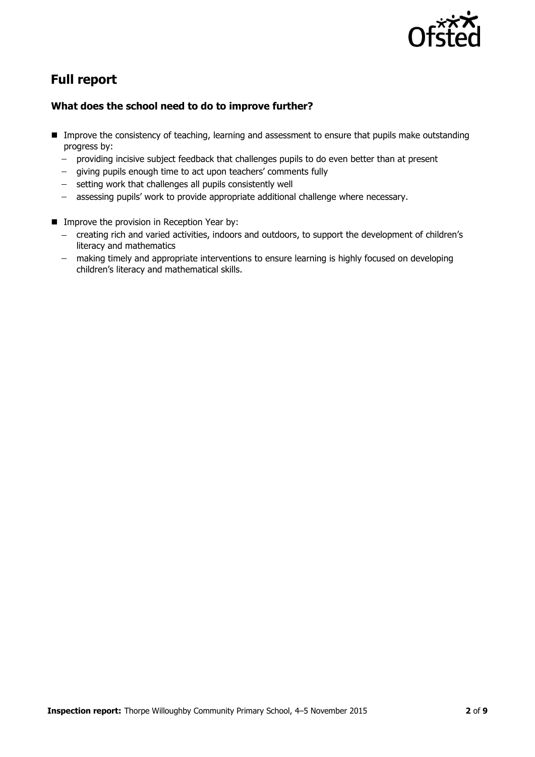## Full report

### What does the school need to do to improve further?

- Improve the consistency of teaching, learning and assessment to ensure that pupils make outstanding progress by:
  - providing incisive subject feedback that challenges pupils to do even better than at present
  - giving pupils enough time to act upon teachers' comments fully
  - setting work that challenges all pupils consistently well
  - assessing pupils' work to provide appropriate additional challenge where necessary.
- Improve the provision in Reception Year by:
  - creating rich and varied activities, indoors and outdoors, to support the development of children's literacy and mathematics
  - making timely and appropriate interventions to ensure learning is highly focused on developing children's literacy and mathematical skills.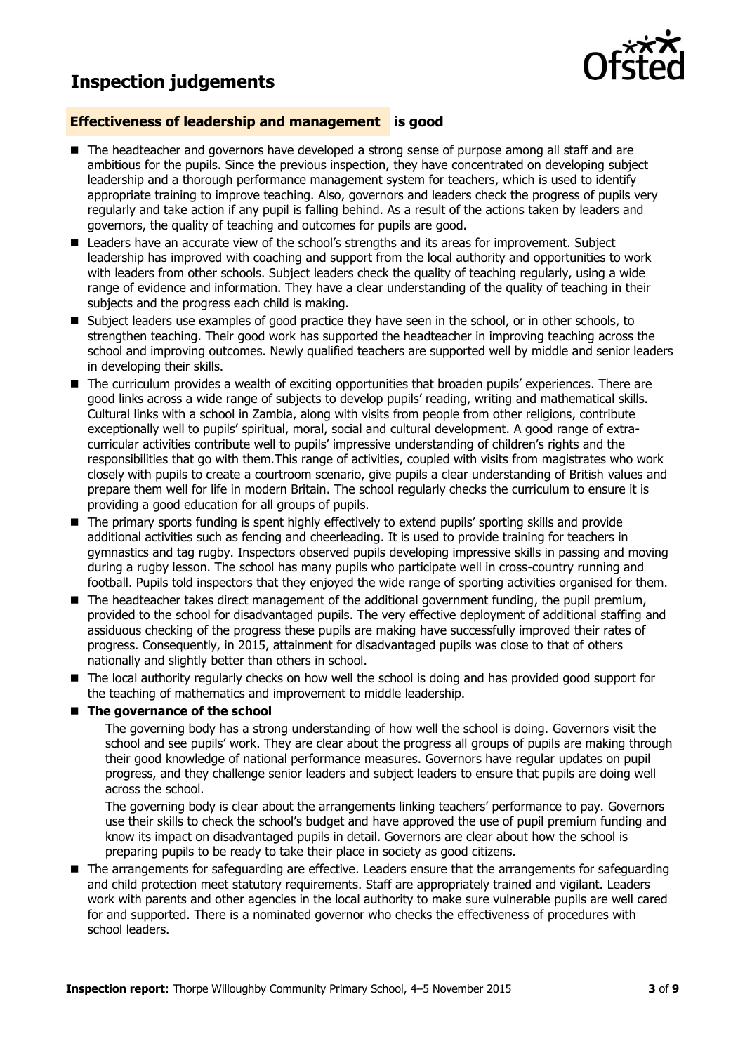# Inspection judgements

## Effectiveness of leadership and management is good

- The headteacher and governors have developed a strong sense of purpose among all staff and are ambitious for the pupils. Since the previous inspection, they have concentrated on developing subject leadership and a thorough performance management system for teachers, which is used to identify appropriate training to improve teaching. Also, governors and leaders check the progress of pupils very regularly and take action if any pupil is falling behind. As a result of the actions taken by leaders and governors, the quality of teaching and outcomes for pupils are good.
- Leaders have an accurate view of the school's strengths and its areas for improvement. Subject leadership has improved with coaching and support from the local authority and opportunities to work with leaders from other schools. Subject leaders check the quality of teaching regularly, using a wide range of evidence and information. They have a clear understanding of the quality of teaching in their subjects and the progress each child is making.
- Subject leaders use examples of good practice they have seen in the school, or in other schools, to strengthen teaching. Their good work has supported the headteacher in improving teaching across the school and improving outcomes. Newly qualified teachers are supported well by middle and senior leaders in developing their skills.
- The curriculum provides a wealth of exciting opportunities that broaden pupils' experiences. There are good links across a wide range of subjects to develop pupils' reading, writing and mathematical skills. Cultural links with a school in Zambia, along with visits from people from other religions, contribute exceptionally well to pupils' spiritual, moral, social and cultural development. A good range of extra-curricular activities contribute well to pupils' impressive understanding of children's rights and the responsibilities that go with them.This range of activities, coupled with visits from magistrates who work closely with pupils to create a courtroom scenario, give pupils a clear understanding of British values and prepare them well for life in modern Britain. The school regularly checks the curriculum to ensure it is providing a good education for all groups of pupils.
- The primary sports funding is spent highly effectively to extend pupils' sporting skills and provide additional activities such as fencing and cheerleading. It is used to provide training for teachers in gymnastics and tag rugby. Inspectors observed pupils developing impressive skills in passing and moving during a rugby lesson. The school has many pupils who participate well in cross-country running and football. Pupils told inspectors that they enjoyed the wide range of sporting activities organised for them.
- The headteacher takes direct management of the additional government funding, the pupil premium, provided to the school for disadvantaged pupils. The very effective deployment of additional staffing and assiduous checking of the progress these pupils are making have successfully improved their rates of progress. Consequently, in 2015, attainment for disadvantaged pupils was close to that of others nationally and slightly better than others in school.
- The local authority regularly checks on how well the school is doing and has provided good support for the teaching of mathematics and improvement to middle leadership.
- **The governance of the school**
  - The governing body has a strong understanding of how well the school is doing. Governors visit the school and see pupils' work. They are clear about the progress all groups of pupils are making through their good knowledge of national performance measures. Governors have regular updates on pupil progress, and they challenge senior leaders and subject leaders to ensure that pupils are doing well across the school.
  - The governing body is clear about the arrangements linking teachers' performance to pay. Governors use their skills to check the school's budget and have approved the use of pupil premium funding and know its impact on disadvantaged pupils in detail. Governors are clear about how the school is preparing pupils to be ready to take their place in society as good citizens.
- The arrangements for safeguarding are effective. Leaders ensure that the arrangements for safeguarding and child protection meet statutory requirements. Staff are appropriately trained and vigilant. Leaders work with parents and other agencies in the local authority to make sure vulnerable pupils are well cared for and supported. There is a nominated governor who checks the effectiveness of procedures with school leaders.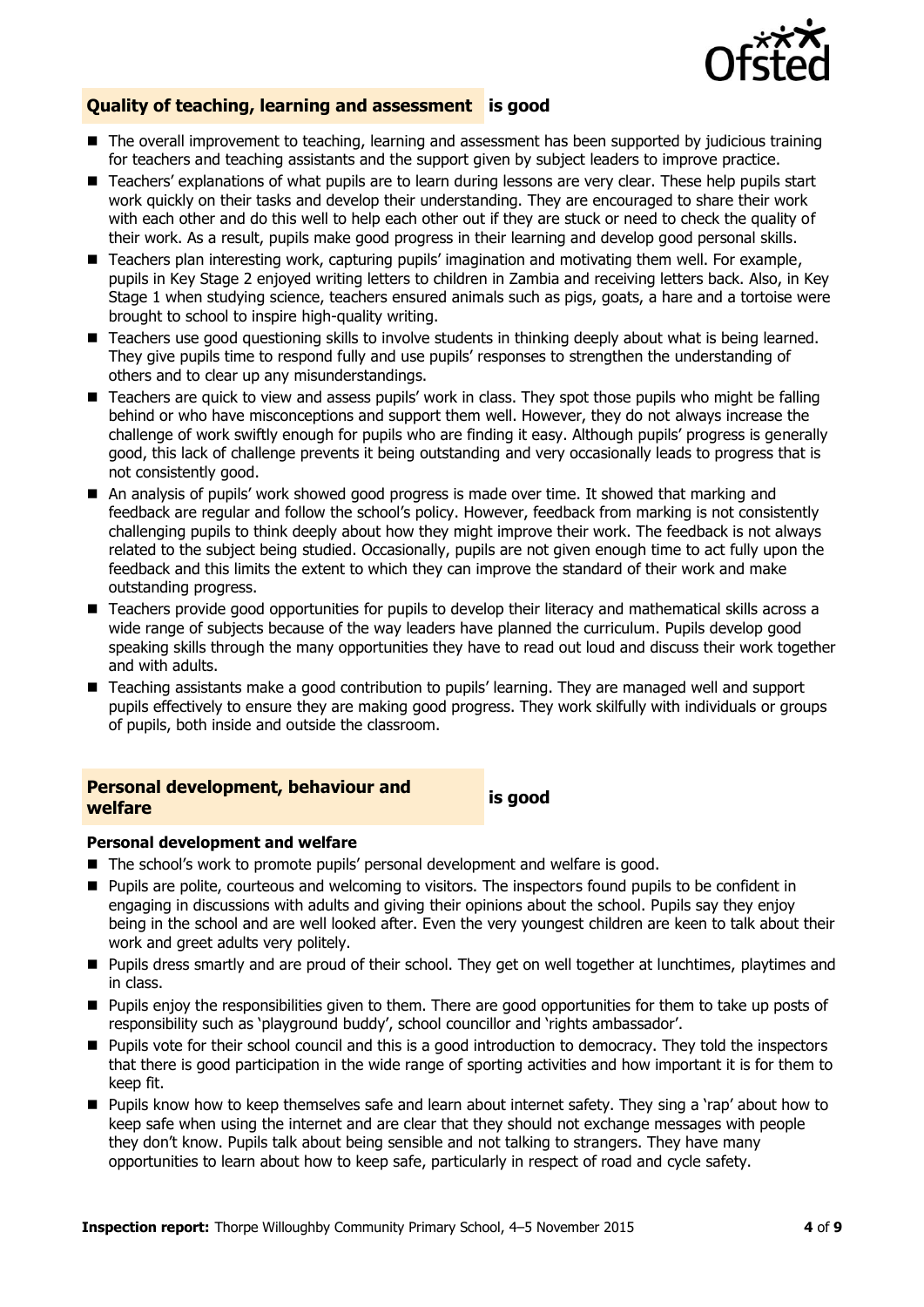## Quality of teaching, learning and assessment **is good**

- The overall improvement to teaching, learning and assessment has been supported by judicious training for teachers and teaching assistants and the support given by subject leaders to improve practice.
- Teachers' explanations of what pupils are to learn during lessons are very clear. These help pupils start work quickly on their tasks and develop their understanding. They are encouraged to share their work with each other and do this well to help each other out if they are stuck or need to check the quality of their work. As a result, pupils make good progress in their learning and develop good personal skills.
- Teachers plan interesting work, capturing pupils' imagination and motivating them well. For example, pupils in Key Stage 2 enjoyed writing letters to children in Zambia and receiving letters back. Also, in Key Stage 1 when studying science, teachers ensured animals such as pigs, goats, a hare and a tortoise were brought to school to inspire high-quality writing.
- Teachers use good questioning skills to involve students in thinking deeply about what is being learned. They give pupils time to respond fully and use pupils' responses to strengthen the understanding of others and to clear up any misunderstandings.
- Teachers are quick to view and assess pupils' work in class. They spot those pupils who might be falling behind or who have misconceptions and support them well. However, they do not always increase the challenge of work swiftly enough for pupils who are finding it easy. Although pupils' progress is generally good, this lack of challenge prevents it being outstanding and very occasionally leads to progress that is not consistently good.
- An analysis of pupils' work showed good progress is made over time. It showed that marking and feedback are regular and follow the school's policy. However, feedback from marking is not consistently challenging pupils to think deeply about how they might improve their work. The feedback is not always related to the subject being studied. Occasionally, pupils are not given enough time to act fully upon the feedback and this limits the extent to which they can improve the standard of their work and make outstanding progress.
- Teachers provide good opportunities for pupils to develop their literacy and mathematical skills across a wide range of subjects because of the way leaders have planned the curriculum. Pupils develop good speaking skills through the many opportunities they have to read out loud and discuss their work together and with adults.
- Teaching assistants make a good contribution to pupils' learning. They are managed well and support pupils effectively to ensure they are making good progress. They work skilfully with individuals or groups of pupils, both inside and outside the classroom.

## Personal development, behaviour and welfare **is good**

### Personal development and welfare

- The school's work to promote pupils' personal development and welfare is good.
- Pupils are polite, courteous and welcoming to visitors. The inspectors found pupils to be confident in engaging in discussions with adults and giving their opinions about the school. Pupils say they enjoy being in the school and are well looked after. Even the very youngest children are keen to talk about their work and greet adults very politely.
- Pupils dress smartly and are proud of their school. They get on well together at lunchtimes, playtimes and in class.
- Pupils enjoy the responsibilities given to them. There are good opportunities for them to take up posts of responsibility such as 'playground buddy', school councillor and 'rights ambassador'.
- Pupils vote for their school council and this is a good introduction to democracy. They told the inspectors that there is good participation in the wide range of sporting activities and how important it is for them to keep fit.
- Pupils know how to keep themselves safe and learn about internet safety. They sing a 'rap' about how to keep safe when using the internet and are clear that they should not exchange messages with people they don't know. Pupils talk about being sensible and not talking to strangers. They have many opportunities to learn about how to keep safe, particularly in respect of road and cycle safety.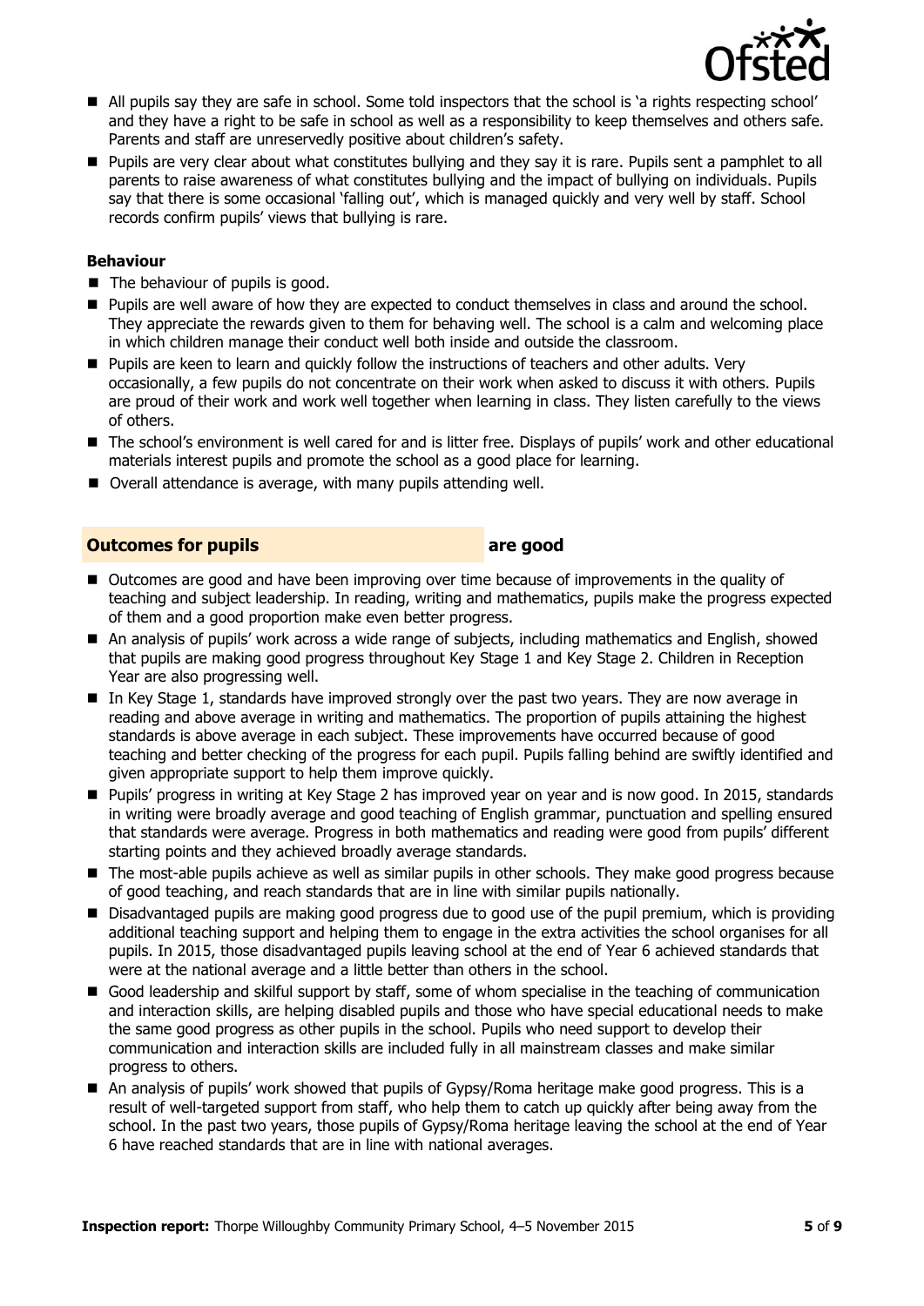- All pupils say they are safe in school. Some told inspectors that the school is 'a rights respecting school' and they have a right to be safe in school as well as a responsibility to keep themselves and others safe. Parents and staff are unreservedly positive about children's safety.
- Pupils are very clear about what constitutes bullying and they say it is rare. Pupils sent a pamphlet to all parents to raise awareness of what constitutes bullying and the impact of bullying on individuals. Pupils say that there is some occasional 'falling out', which is managed quickly and very well by staff. School records confirm pupils' views that bullying is rare.

**Behaviour**

- The behaviour of pupils is good.
- Pupils are well aware of how they are expected to conduct themselves in class and around the school. They appreciate the rewards given to them for behaving well. The school is a calm and welcoming place in which children manage their conduct well both inside and outside the classroom.
- Pupils are keen to learn and quickly follow the instructions of teachers and other adults. Very occasionally, a few pupils do not concentrate on their work when asked to discuss it with others. Pupils are proud of their work and work well together when learning in class. They listen carefully to the views of others.
- The school's environment is well cared for and is litter free. Displays of pupils' work and other educational materials interest pupils and promote the school as a good place for learning.
- Overall attendance is average, with many pupils attending well.

## Outcomes for pupils — are good

- Outcomes are good and have been improving over time because of improvements in the quality of teaching and subject leadership. In reading, writing and mathematics, pupils make the progress expected of them and a good proportion make even better progress.
- An analysis of pupils' work across a wide range of subjects, including mathematics and English, showed that pupils are making good progress throughout Key Stage 1 and Key Stage 2. Children in Reception Year are also progressing well.
- In Key Stage 1, standards have improved strongly over the past two years. They are now average in reading and above average in writing and mathematics. The proportion of pupils attaining the highest standards is above average in each subject. These improvements have occurred because of good teaching and better checking of the progress for each pupil. Pupils falling behind are swiftly identified and given appropriate support to help them improve quickly.
- Pupils' progress in writing at Key Stage 2 has improved year on year and is now good. In 2015, standards in writing were broadly average and good teaching of English grammar, punctuation and spelling ensured that standards were average. Progress in both mathematics and reading were good from pupils' different starting points and they achieved broadly average standards.
- The most-able pupils achieve as well as similar pupils in other schools. They make good progress because of good teaching, and reach standards that are in line with similar pupils nationally.
- Disadvantaged pupils are making good progress due to good use of the pupil premium, which is providing additional teaching support and helping them to engage in the extra activities the school organises for all pupils. In 2015, those disadvantaged pupils leaving school at the end of Year 6 achieved standards that were at the national average and a little better than others in the school.
- Good leadership and skilful support by staff, some of whom specialise in the teaching of communication and interaction skills, are helping disabled pupils and those who have special educational needs to make the same good progress as other pupils in the school. Pupils who need support to develop their communication and interaction skills are included fully in all mainstream classes and make similar progress to others.
- An analysis of pupils' work showed that pupils of Gypsy/Roma heritage make good progress. This is a result of well-targeted support from staff, who help them to catch up quickly after being away from the school. In the past two years, those pupils of Gypsy/Roma heritage leaving the school at the end of Year 6 have reached standards that are in line with national averages.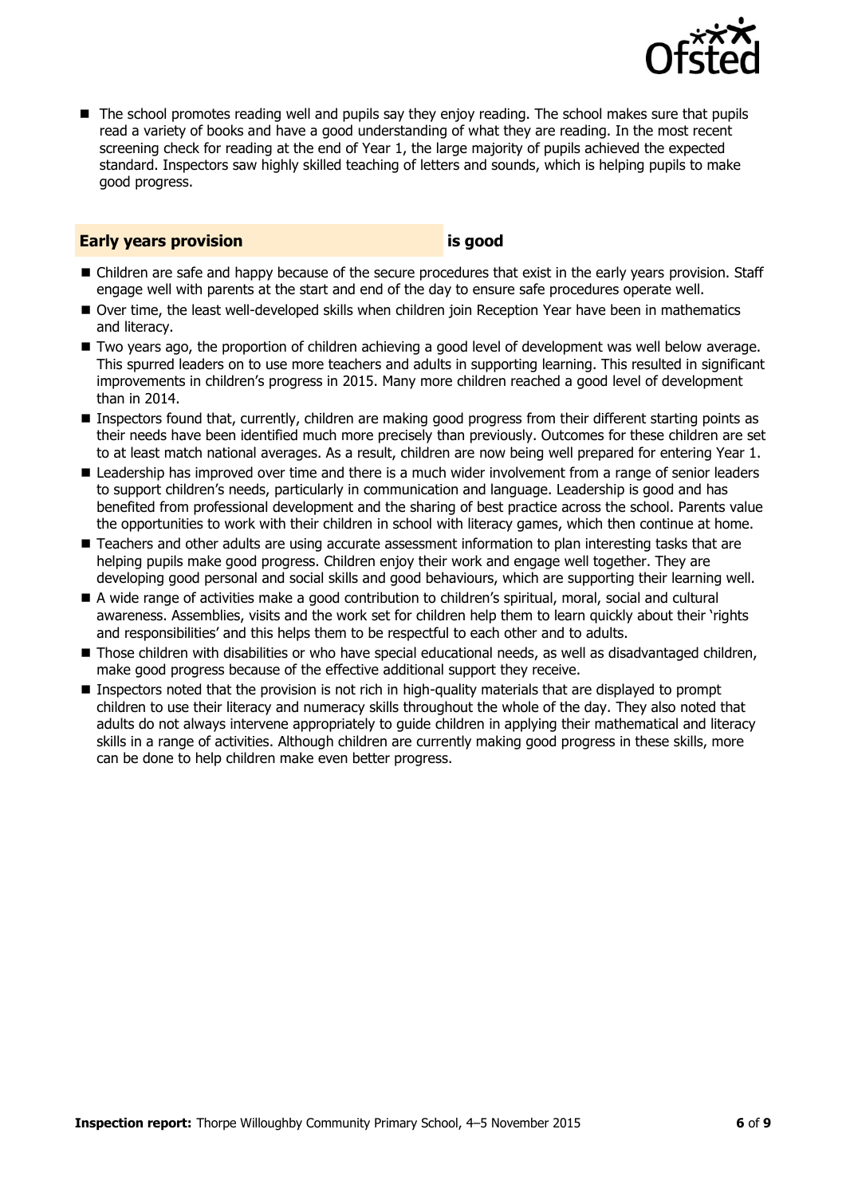- The school promotes reading well and pupils say they enjoy reading. The school makes sure that pupils read a variety of books and have a good understanding of what they are reading. In the most recent screening check for reading at the end of Year 1, the large majority of pupils achieved the expected standard. Inspectors saw highly skilled teaching of letters and sounds, which is helping pupils to make good progress.

## Early years provision is good

- Children are safe and happy because of the secure procedures that exist in the early years provision. Staff engage well with parents at the start and end of the day to ensure safe procedures operate well.
- Over time, the least well-developed skills when children join Reception Year have been in mathematics and literacy.
- Two years ago, the proportion of children achieving a good level of development was well below average. This spurred leaders on to use more teachers and adults in supporting learning. This resulted in significant improvements in children's progress in 2015. Many more children reached a good level of development than in 2014.
- Inspectors found that, currently, children are making good progress from their different starting points as their needs have been identified much more precisely than previously. Outcomes for these children are set to at least match national averages. As a result, children are now being well prepared for entering Year 1.
- Leadership has improved over time and there is a much wider involvement from a range of senior leaders to support children's needs, particularly in communication and language. Leadership is good and has benefited from professional development and the sharing of best practice across the school. Parents value the opportunities to work with their children in school with literacy games, which then continue at home.
- Teachers and other adults are using accurate assessment information to plan interesting tasks that are helping pupils make good progress. Children enjoy their work and engage well together. They are developing good personal and social skills and good behaviours, which are supporting their learning well.
- A wide range of activities make a good contribution to children's spiritual, moral, social and cultural awareness. Assemblies, visits and the work set for children help them to learn quickly about their 'rights and responsibilities' and this helps them to be respectful to each other and to adults.
- Those children with disabilities or who have special educational needs, as well as disadvantaged children, make good progress because of the effective additional support they receive.
- Inspectors noted that the provision is not rich in high-quality materials that are displayed to prompt children to use their literacy and numeracy skills throughout the whole of the day. They also noted that adults do not always intervene appropriately to guide children in applying their mathematical and literacy skills in a range of activities. Although children are currently making good progress in these skills, more can be done to help children make even better progress.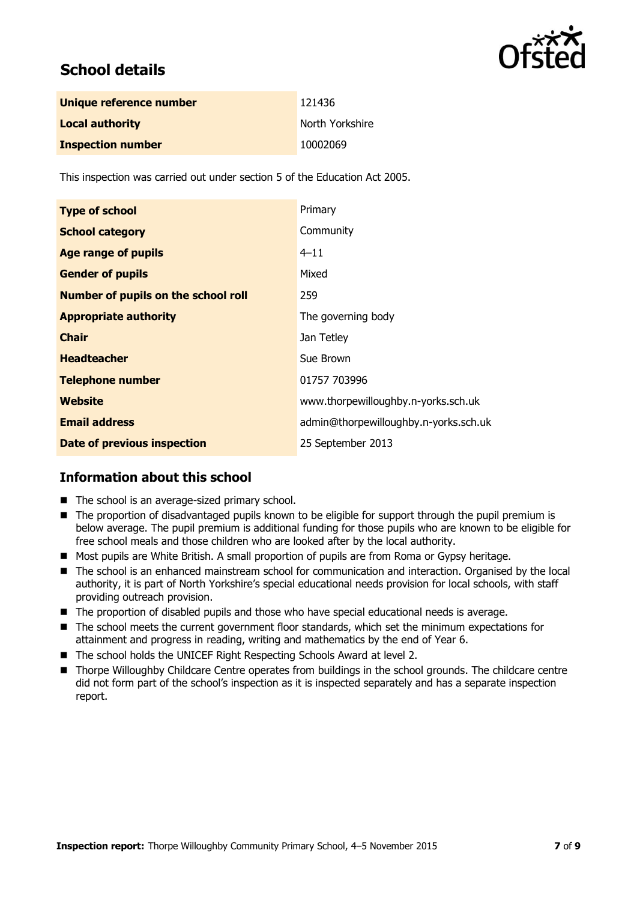## School details

| | |
|---|---|
| **Unique reference number** | 121436 |
| **Local authority** | North Yorkshire |
| **Inspection number** | 10002069 |

This inspection was carried out under section 5 of the Education Act 2005.

| | |
|---|---|
| **Type of school** | Primary |
| **School category** | Community |
| **Age range of pupils** | 4–11 |
| **Gender of pupils** | Mixed |
| **Number of pupils on the school roll** | 259 |
| **Appropriate authority** | The governing body |
| **Chair** | Jan Tetley |
| **Headteacher** | Sue Brown |
| **Telephone number** | 01757 703996 |
| **Website** | www.thorpewilloughby.n-yorks.sch.uk |
| **Email address** | admin@thorpewilloughby.n-yorks.sch.uk |
| **Date of previous inspection** | 25 September 2013 |

## Information about this school

- The school is an average-sized primary school.
- The proportion of disadvantaged pupils known to be eligible for support through the pupil premium is below average. The pupil premium is additional funding for those pupils who are known to be eligible for free school meals and those children who are looked after by the local authority.
- Most pupils are White British. A small proportion of pupils are from Roma or Gypsy heritage.
- The school is an enhanced mainstream school for communication and interaction. Organised by the local authority, it is part of North Yorkshire's special educational needs provision for local schools, with staff providing outreach provision.
- The proportion of disabled pupils and those who have special educational needs is average.
- The school meets the current government floor standards, which set the minimum expectations for attainment and progress in reading, writing and mathematics by the end of Year 6.
- The school holds the UNICEF Right Respecting Schools Award at level 2.
- Thorpe Willoughby Childcare Centre operates from buildings in the school grounds. The childcare centre did not form part of the school's inspection as it is inspected separately and has a separate inspection report.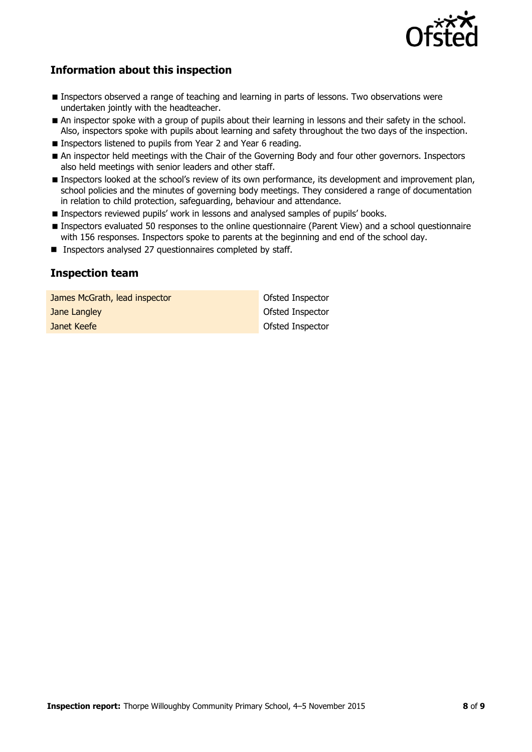## Information about this inspection

- Inspectors observed a range of teaching and learning in parts of lessons. Two observations were undertaken jointly with the headteacher.
- An inspector spoke with a group of pupils about their learning in lessons and their safety in the school. Also, inspectors spoke with pupils about learning and safety throughout the two days of the inspection.
- Inspectors listened to pupils from Year 2 and Year 6 reading.
- An inspector held meetings with the Chair of the Governing Body and four other governors. Inspectors also held meetings with senior leaders and other staff.
- Inspectors looked at the school's review of its own performance, its development and improvement plan, school policies and the minutes of governing body meetings. They considered a range of documentation in relation to child protection, safeguarding, behaviour and attendance.
- Inspectors reviewed pupils' work in lessons and analysed samples of pupils' books.
- Inspectors evaluated 50 responses to the online questionnaire (Parent View) and a school questionnaire with 156 responses. Inspectors spoke to parents at the beginning and end of the school day.
- Inspectors analysed 27 questionnaires completed by staff.

## Inspection team

| | |
|---|---|
| James McGrath, lead inspector | Ofsted Inspector |
| Jane Langley | Ofsted Inspector |
| Janet Keefe | Ofsted Inspector |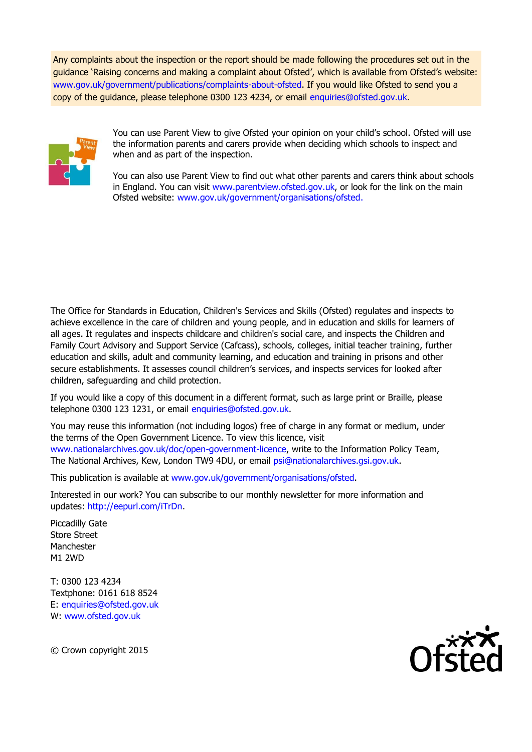Any complaints about the inspection or the report should be made following the procedures set out in the guidance 'Raising concerns and making a complaint about Ofsted', which is available from Ofsted's website: www.gov.uk/government/publications/complaints-about-ofsted. If you would like Ofsted to send you a copy of the guidance, please telephone 0300 123 4234, or email enquiries@ofsted.gov.uk.

You can use Parent View to give Ofsted your opinion on your child's school. Ofsted will use the information parents and carers provide when deciding which schools to inspect and when and as part of the inspection.

You can also use Parent View to find out what other parents and carers think about schools in England. You can visit www.parentview.ofsted.gov.uk, or look for the link on the main Ofsted website: www.gov.uk/government/organisations/ofsted.

The Office for Standards in Education, Children's Services and Skills (Ofsted) regulates and inspects to achieve excellence in the care of children and young people, and in education and skills for learners of all ages. It regulates and inspects childcare and children's social care, and inspects the Children and Family Court Advisory and Support Service (Cafcass), schools, colleges, initial teacher training, further education and skills, adult and community learning, and education and training in prisons and other secure establishments. It assesses council children's services, and inspects services for looked after children, safeguarding and child protection.

If you would like a copy of this document in a different format, such as large print or Braille, please telephone 0300 123 1231, or email enquiries@ofsted.gov.uk.

You may reuse this information (not including logos) free of charge in any format or medium, under the terms of the Open Government Licence. To view this licence, visit www.nationalarchives.gov.uk/doc/open-government-licence, write to the Information Policy Team, The National Archives, Kew, London TW9 4DU, or email psi@nationalarchives.gsi.gov.uk.

This publication is available at www.gov.uk/government/organisations/ofsted.

Interested in our work? You can subscribe to our monthly newsletter for more information and updates: http://eepurl.com/iTrDn.

Piccadilly Gate
Store Street
Manchester
M1 2WD

T: 0300 123 4234
Textphone: 0161 618 8524
E: enquiries@ofsted.gov.uk
W: www.ofsted.gov.uk

© Crown copyright 2015